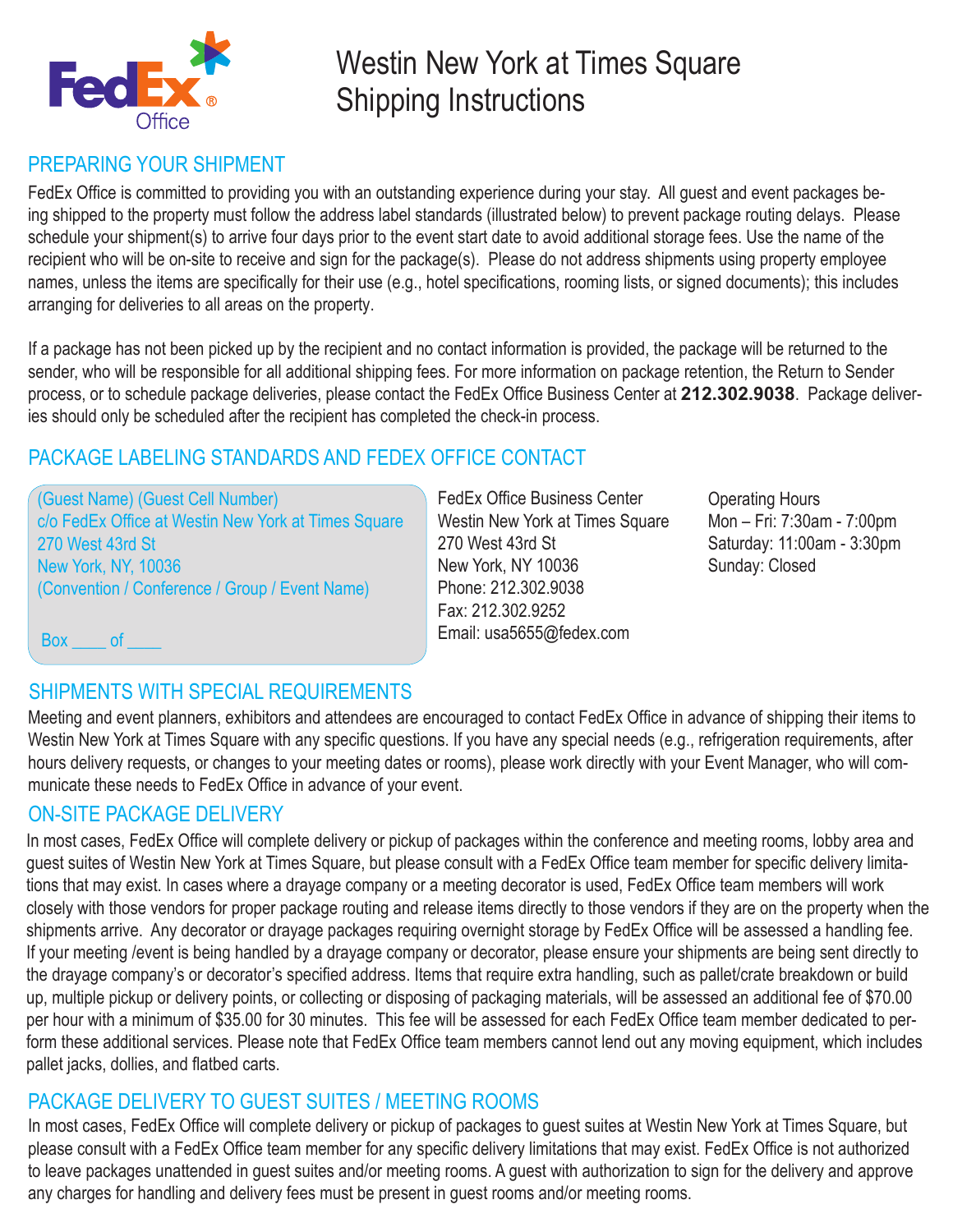FedEx Office

# Westin New York at Times Square Shipping Instructions

## PREPARING YOUR SHIPMENT

FedEx Office is committed to providing you with an outstanding experience during your stay. All guest and event packages being shipped to the property must follow the address label standards (illustrated below) to prevent package routing delays. Please schedule your shipment(s) to arrive four days prior to the event start date to avoid additional storage fees. Use the name of the recipient who will be on-site to receive and sign for the package(s). Please do not address shipments using property employee names, unless the items are specifically for their use (e.g., hotel specifications, rooming lists, or signed documents); this includes arranging for deliveries to all areas on the property.

If a package has not been picked up by the recipient and no contact information is provided, the package will be returned to the sender, who will be responsible for all additional shipping fees. For more information on package retention, the Return to Sender process, or to schedule package deliveries, please contact the FedEx Office Business Center at **212.302.9038**. Package deliveries should only be scheduled after the recipient has completed the check-in process.

## PACKAGE LABELING STANDARDS AND FEDEX OFFICE CONTACT

(Guest Name) (Guest Cell Number)
c/o FedEx Office at Westin New York at Times Square
270 West 43rd St
New York, NY, 10036
(Convention / Conference / Group / Event Name)

Box ____ of ____

FedEx Office Business Center
Westin New York at Times Square
270 West 43rd St
New York, NY 10036
Phone: 212.302.9038
Fax: 212.302.9252
Email: usa5655@fedex.com

Operating Hours
Mon – Fri: 7:30am - 7:00pm
Saturday: 11:00am - 3:30pm
Sunday: Closed

## SHIPMENTS WITH SPECIAL REQUIREMENTS

Meeting and event planners, exhibitors and attendees are encouraged to contact FedEx Office in advance of shipping their items to Westin New York at Times Square with any specific questions. If you have any special needs (e.g., refrigeration requirements, after hours delivery requests, or changes to your meeting dates or rooms), please work directly with your Event Manager, who will communicate these needs to FedEx Office in advance of your event.

## ON-SITE PACKAGE DELIVERY

In most cases, FedEx Office will complete delivery or pickup of packages within the conference and meeting rooms, lobby area and guest suites of Westin New York at Times Square, but please consult with a FedEx Office team member for specific delivery limitations that may exist. In cases where a drayage company or a meeting decorator is used, FedEx Office team members will work closely with those vendors for proper package routing and release items directly to those vendors if they are on the property when the shipments arrive. Any decorator or drayage packages requiring overnight storage by FedEx Office will be assessed a handling fee. If your meeting /event is being handled by a drayage company or decorator, please ensure your shipments are being sent directly to the drayage company's or decorator's specified address. Items that require extra handling, such as pallet/crate breakdown or build up, multiple pickup or delivery points, or collecting or disposing of packaging materials, will be assessed an additional fee of $70.00 per hour with a minimum of $35.00 for 30 minutes. This fee will be assessed for each FedEx Office team member dedicated to perform these additional services. Please note that FedEx Office team members cannot lend out any moving equipment, which includes pallet jacks, dollies, and flatbed carts.

## PACKAGE DELIVERY TO GUEST SUITES / MEETING ROOMS

In most cases, FedEx Office will complete delivery or pickup of packages to guest suites at Westin New York at Times Square, but please consult with a FedEx Office team member for any specific delivery limitations that may exist. FedEx Office is not authorized to leave packages unattended in guest suites and/or meeting rooms. A guest with authorization to sign for the delivery and approve any charges for handling and delivery fees must be present in guest rooms and/or meeting rooms.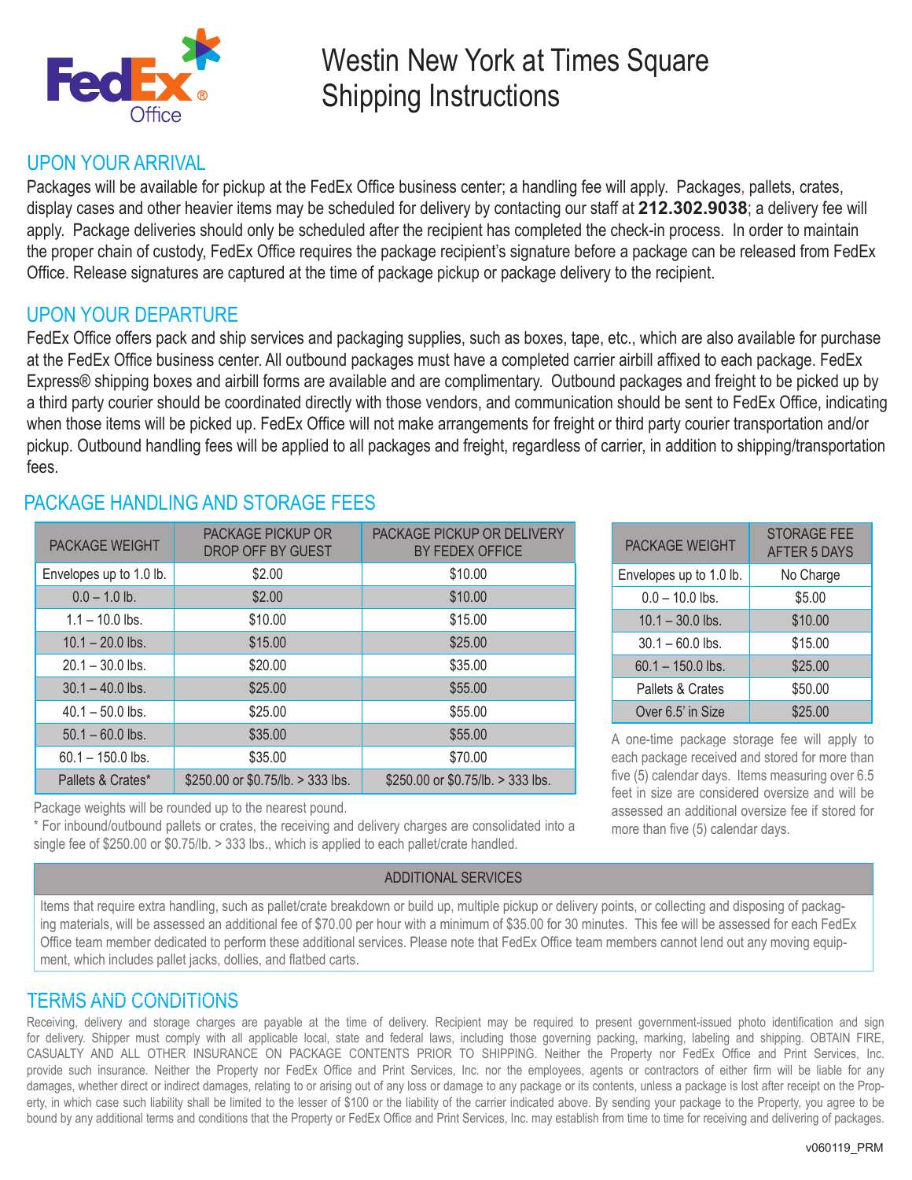# Westin New York at Times Square Shipping Instructions

## UPON YOUR ARRIVAL

Packages will be available for pickup at the FedEx Office business center; a handling fee will apply. Packages, pallets, crates, display cases and other heavier items may be scheduled for delivery by contacting our staff at **212.302.9038**; a delivery fee will apply. Package deliveries should only be scheduled after the recipient has completed the check-in process. In order to maintain the proper chain of custody, FedEx Office requires the package recipient's signature before a package can be released from FedEx Office. Release signatures are captured at the time of package pickup or package delivery to the recipient.

## UPON YOUR DEPARTURE

FedEx Office offers pack and ship services and packaging supplies, such as boxes, tape, etc., which are also available for purchase at the FedEx Office business center. All outbound packages must have a completed carrier airbill affixed to each package. FedEx Express® shipping boxes and airbill forms are available and are complimentary. Outbound packages and freight to be picked up by a third party courier should be coordinated directly with those vendors, and communication should be sent to FedEx Office, indicating when those items will be picked up. FedEx Office will not make arrangements for freight or third party courier transportation and/or pickup. Outbound handling fees will be applied to all packages and freight, regardless of carrier, in addition to shipping/transportation fees.

## PACKAGE HANDLING AND STORAGE FEES

| PACKAGE WEIGHT | PACKAGE PICKUP OR DROP OFF BY GUEST | PACKAGE PICKUP OR DELIVERY BY FEDEX OFFICE |
|---|---|---|
| Envelopes up to 1.0 lb. | $2.00 | $10.00 |
| 0.0 – 1.0 lb. | $2.00 | $10.00 |
| 1.1 – 10.0 lbs. | $10.00 | $15.00 |
| 10.1 – 20.0 lbs. | $15.00 | $25.00 |
| 20.1 – 30.0 lbs. | $20.00 | $35.00 |
| 30.1 – 40.0 lbs. | $25.00 | $55.00 |
| 40.1 – 50.0 lbs. | $25.00 | $55.00 |
| 50.1 – 60.0 lbs. | $35.00 | $55.00 |
| 60.1 – 150.0 lbs. | $35.00 | $70.00 |
| Pallets & Crates* | $250.00 or $0.75/lb. > 333 lbs. | $250.00 or $0.75/lb. > 333 lbs. |

Package weights will be rounded up to the nearest pound.

* For inbound/outbound pallets or crates, the receiving and delivery charges are consolidated into a single fee of $250.00 or $0.75/lb. > 333 lbs., which is applied to each pallet/crate handled.

| PACKAGE WEIGHT | STORAGE FEE AFTER 5 DAYS |
|---|---|
| Envelopes up to 1.0 lb. | No Charge |
| 0.0 – 10.0 lbs. | $5.00 |
| 10.1 – 30.0 lbs. | $10.00 |
| 30.1 – 60.0 lbs. | $15.00 |
| 60.1 – 150.0 lbs. | $25.00 |
| Pallets & Crates | $50.00 |
| Over 6.5' in Size | $25.00 |

A one-time package storage fee will apply to each package received and stored for more than five (5) calendar days. Items measuring over 6.5 feet in size are considered oversize and will be assessed an additional oversize fee if stored for more than five (5) calendar days.

### ADDITIONAL SERVICES

Items that require extra handling, such as pallet/crate breakdown or build up, multiple pickup or delivery points, or collecting and disposing of packaging materials, will be assessed an additional fee of $70.00 per hour with a minimum of $35.00 for 30 minutes. This fee will be assessed for each FedEx Office team member dedicated to perform these additional services. Please note that FedEx Office team members cannot lend out any moving equipment, which includes pallet jacks, dollies, and flatbed carts.

## TERMS AND CONDITIONS

Receiving, delivery and storage charges are payable at the time of delivery. Recipient may be required to present government-issued photo identification and sign for delivery. Shipper must comply with all applicable local, state and federal laws, including those governing packing, marking, labeling and shipping. OBTAIN FIRE, CASUALTY AND ALL OTHER INSURANCE ON PACKAGE CONTENTS PRIOR TO SHIPPING. Neither the Property nor FedEx Office and Print Services, Inc. provide such insurance. Neither the Property nor FedEx Office and Print Services, Inc. nor the employees, agents or contractors of either firm will be liable for any damages, whether direct or indirect damages, relating to or arising out of any loss or damage to any package or its contents, unless a package is lost after receipt on the Property, in which case such liability shall be limited to the lesser of $100 or the liability of the carrier indicated above. By sending your package to the Property, you agree to be bound by any additional terms and conditions that the Property or FedEx Office and Print Services, Inc. may establish from time to time for receiving and delivering of packages.

v060119_PRM